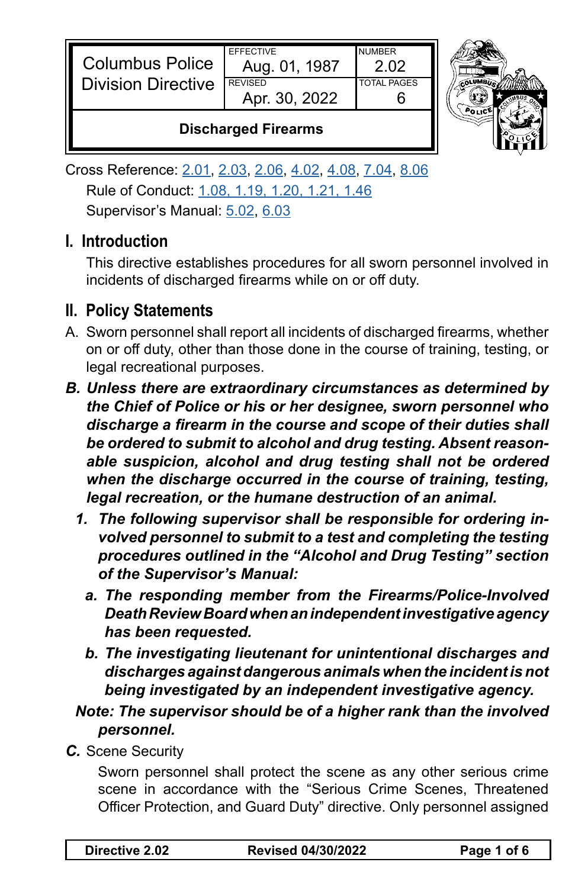| Columbus Police Division Directive | EFFECTIVE Aug. 01, 1987 | NUMBER 2.02 |
|---|---|---|
| | REVISED Apr. 30, 2022 | TOTAL PAGES 6 |
| **Discharged Firearms** | | |

Cross Reference: 2.01, 2.03, 2.06, 4.02, 4.08, 7.04, 8.06
Rule of Conduct: 1.08, 1.19, 1.20, 1.21, 1.46
Supervisor's Manual: 5.02, 6.03

## I. Introduction

This directive establishes procedures for all sworn personnel involved in incidents of discharged firearms while on or off duty.

## II. Policy Statements

A. Sworn personnel shall report all incidents of discharged firearms, whether on or off duty, other than those done in the course of training, testing, or legal recreational purposes.

***B. Unless there are extraordinary circumstances as determined by the Chief of Police or his or her designee, sworn personnel who discharge a firearm in the course and scope of their duties shall be ordered to submit to alcohol and drug testing. Absent reasonable suspicion, alcohol and drug testing shall not be ordered when the discharge occurred in the course of training, testing, legal recreation, or the humane destruction of an animal.***

1. ***The following supervisor shall be responsible for ordering involved personnel to submit to a test and completing the testing procedures outlined in the "Alcohol and Drug Testing" section of the Supervisor's Manual:***

   a. ***The responding member from the Firearms/Police-Involved Death Review Board when an independent investigative agency has been requested.***

   b. ***The investigating lieutenant for unintentional discharges and discharges against dangerous animals when the incident is not being investigated by an independent investigative agency.***

***Note: The supervisor should be of a higher rank than the involved personnel.***

***C.*** Scene Security

Sworn personnel shall protect the scene as any other serious crime scene in accordance with the "Serious Crime Scenes, Threatened Officer Protection, and Guard Duty" directive. Only personnel assigned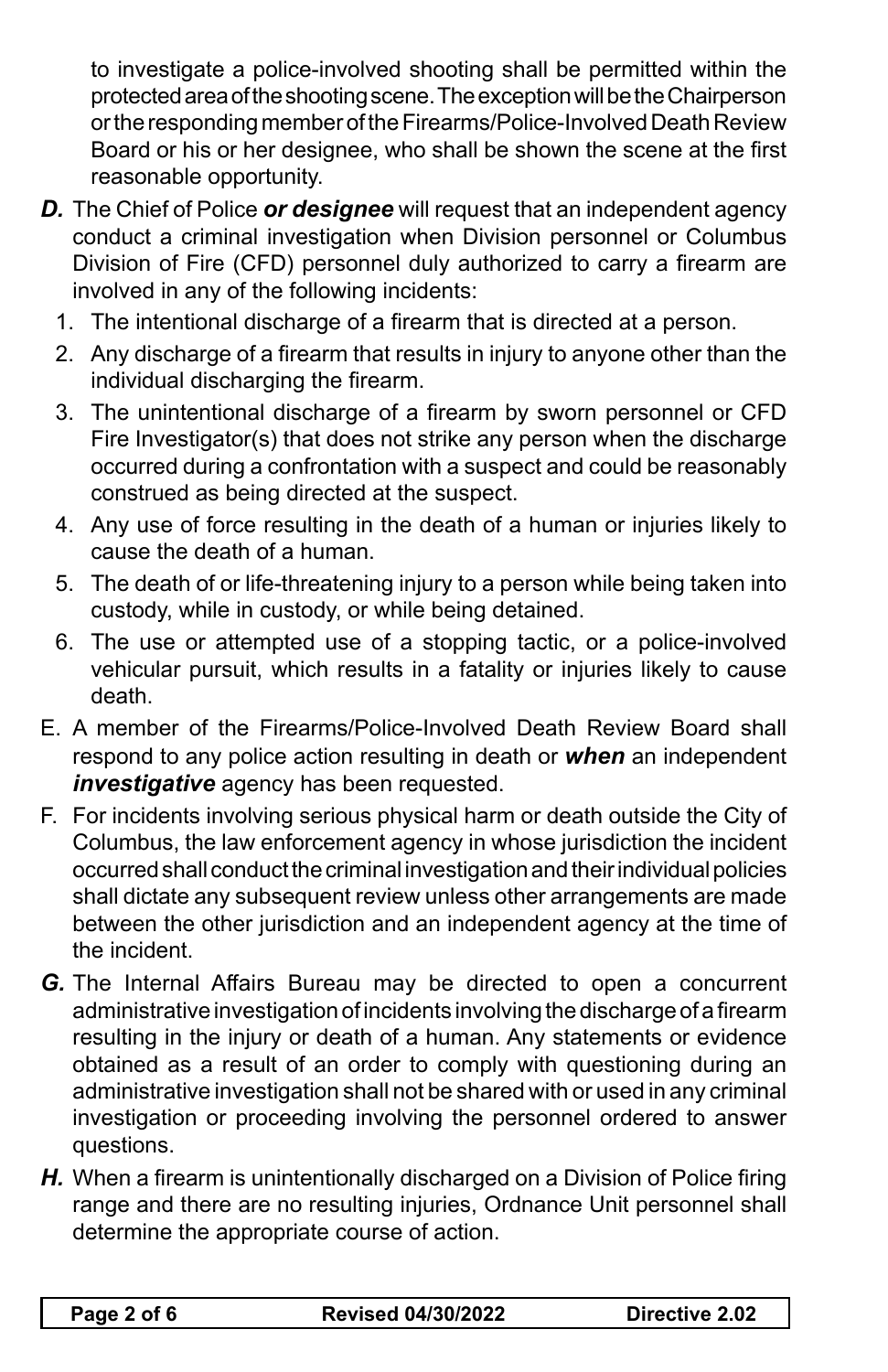to investigate a police-involved shooting shall be permitted within the protected area of the shooting scene. The exception will be the Chairperson or the responding member of the Firearms/Police-Involved Death Review Board or his or her designee, who shall be shown the scene at the first reasonable opportunity.

***D.*** The Chief of Police ***or designee*** will request that an independent agency conduct a criminal investigation when Division personnel or Columbus Division of Fire (CFD) personnel duly authorized to carry a firearm are involved in any of the following incidents:

1. The intentional discharge of a firearm that is directed at a person.
2. Any discharge of a firearm that results in injury to anyone other than the individual discharging the firearm.
3. The unintentional discharge of a firearm by sworn personnel or CFD Fire Investigator(s) that does not strike any person when the discharge occurred during a confrontation with a suspect and could be reasonably construed as being directed at the suspect.
4. Any use of force resulting in the death of a human or injuries likely to cause the death of a human.
5. The death of or life-threatening injury to a person while being taken into custody, while in custody, or while being detained.
6. The use or attempted use of a stopping tactic, or a police-involved vehicular pursuit, which results in a fatality or injuries likely to cause death.

E. A member of the Firearms/Police-Involved Death Review Board shall respond to any police action resulting in death or ***when*** an independent ***investigative*** agency has been requested.

F. For incidents involving serious physical harm or death outside the City of Columbus, the law enforcement agency in whose jurisdiction the incident occurred shall conduct the criminal investigation and their individual policies shall dictate any subsequent review unless other arrangements are made between the other jurisdiction and an independent agency at the time of the incident.

***G.*** The Internal Affairs Bureau may be directed to open a concurrent administrative investigation of incidents involving the discharge of a firearm resulting in the injury or death of a human. Any statements or evidence obtained as a result of an order to comply with questioning during an administrative investigation shall not be shared with or used in any criminal investigation or proceeding involving the personnel ordered to answer questions.

***H.*** When a firearm is unintentionally discharged on a Division of Police firing range and there are no resulting injuries, Ordnance Unit personnel shall determine the appropriate course of action.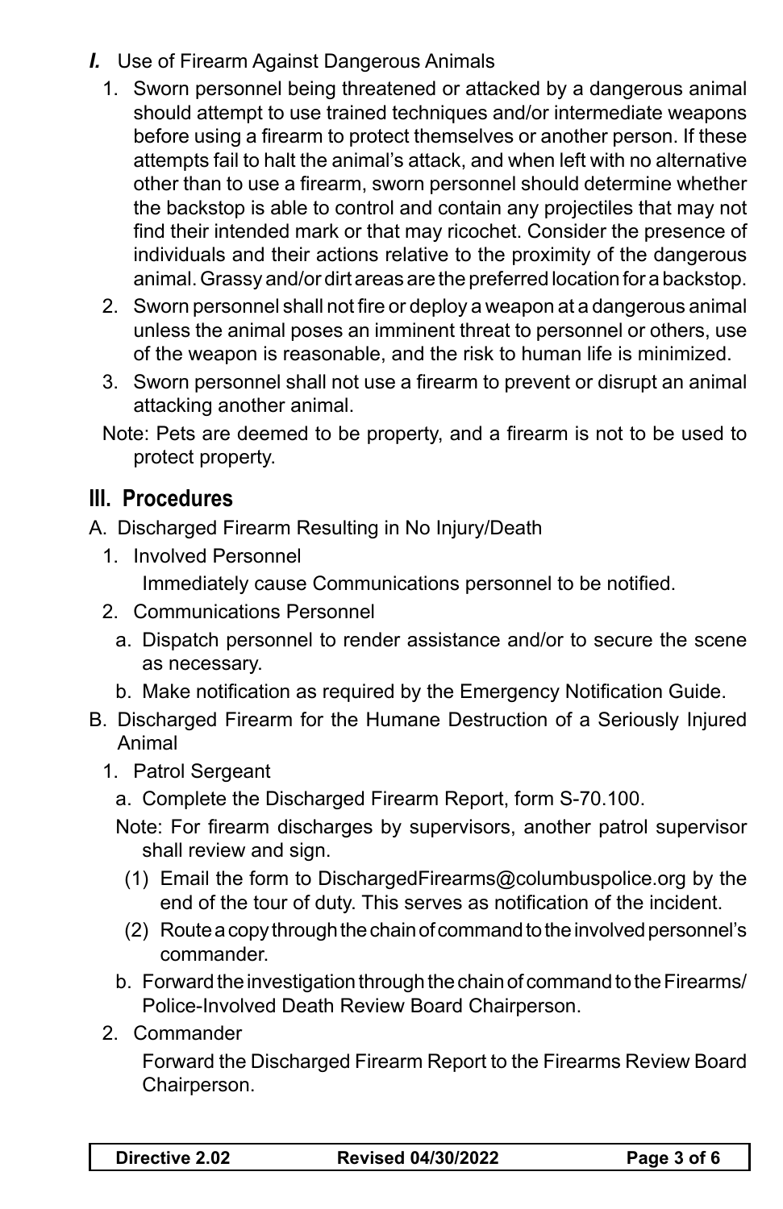*I.* Use of Firearm Against Dangerous Animals

1. Sworn personnel being threatened or attacked by a dangerous animal should attempt to use trained techniques and/or intermediate weapons before using a firearm to protect themselves or another person. If these attempts fail to halt the animal's attack, and when left with no alternative other than to use a firearm, sworn personnel should determine whether the backstop is able to control and contain any projectiles that may not find their intended mark or that may ricochet. Consider the presence of individuals and their actions relative to the proximity of the dangerous animal. Grassy and/or dirt areas are the preferred location for a backstop.
2. Sworn personnel shall not fire or deploy a weapon at a dangerous animal unless the animal poses an imminent threat to personnel or others, use of the weapon is reasonable, and the risk to human life is minimized.
3. Sworn personnel shall not use a firearm to prevent or disrupt an animal attacking another animal.

Note: Pets are deemed to be property, and a firearm is not to be used to protect property.

## III. Procedures

A. Discharged Firearm Resulting in No Injury/Death

1. Involved Personnel

   Immediately cause Communications personnel to be notified.

2. Communications Personnel

   a. Dispatch personnel to render assistance and/or to secure the scene as necessary.

   b. Make notification as required by the Emergency Notification Guide.

B. Discharged Firearm for the Humane Destruction of a Seriously Injured Animal

1. Patrol Sergeant

   a. Complete the Discharged Firearm Report, form S-70.100.

   Note: For firearm discharges by supervisors, another patrol supervisor shall review and sign.

   (1) Email the form to DischargedFirearms@columbuspolice.org by the end of the tour of duty. This serves as notification of the incident.

   (2) Route a copy through the chain of command to the involved personnel's commander.

   b. Forward the investigation through the chain of command to the Firearms/Police-Involved Death Review Board Chairperson.

2. Commander

   Forward the Discharged Firearm Report to the Firearms Review Board Chairperson.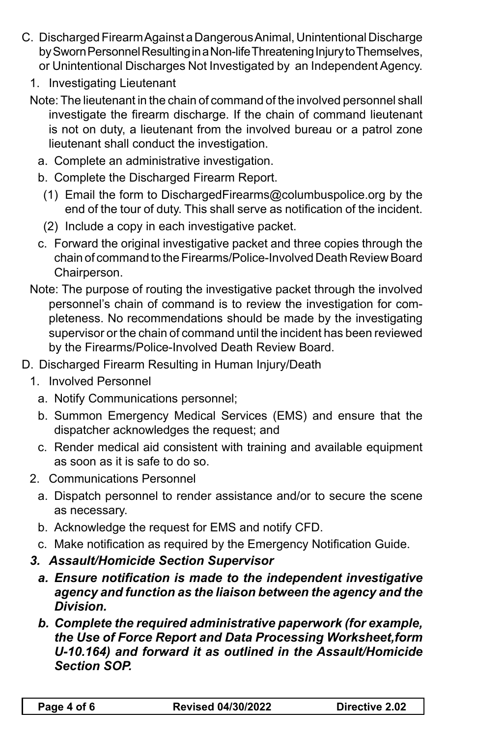C. Discharged Firearm Against a Dangerous Animal, Unintentional Discharge by Sworn Personnel Resulting in a Non-life Threatening Injury to Themselves, or Unintentional Discharges Not Investigated by an Independent Agency.

1. Investigating Lieutenant

Note: The lieutenant in the chain of command of the involved personnel shall investigate the firearm discharge. If the chain of command lieutenant is not on duty, a lieutenant from the involved bureau or a patrol zone lieutenant shall conduct the investigation.

   a. Complete an administrative investigation.
   b. Complete the Discharged Firearm Report.
      (1) Email the form to DischargedFirearms@columbuspolice.org by the end of the tour of duty. This shall serve as notification of the incident.
      (2) Include a copy in each investigative packet.
   c. Forward the original investigative packet and three copies through the chain of command to the Firearms/Police-Involved Death Review Board Chairperson.

Note: The purpose of routing the investigative packet through the involved personnel's chain of command is to review the investigation for completeness. No recommendations should be made by the investigating supervisor or the chain of command until the incident has been reviewed by the Firearms/Police-Involved Death Review Board.

D. Discharged Firearm Resulting in Human Injury/Death

1. Involved Personnel
   a. Notify Communications personnel;
   b. Summon Emergency Medical Services (EMS) and ensure that the dispatcher acknowledges the request; and
   c. Render medical aid consistent with training and available equipment as soon as it is safe to do so.

2. Communications Personnel
   a. Dispatch personnel to render assistance and/or to secure the scene as necessary.
   b. Acknowledge the request for EMS and notify CFD.
   c. Make notification as required by the Emergency Notification Guide.

***3. Assault/Homicide Section Supervisor***

   ***a. Ensure notification is made to the independent investigative agency and function as the liaison between the agency and the Division.***

   ***b. Complete the required administrative paperwork (for example, the Use of Force Report and Data Processing Worksheet,form U-10.164) and forward it as outlined in the Assault/Homicide Section SOP.***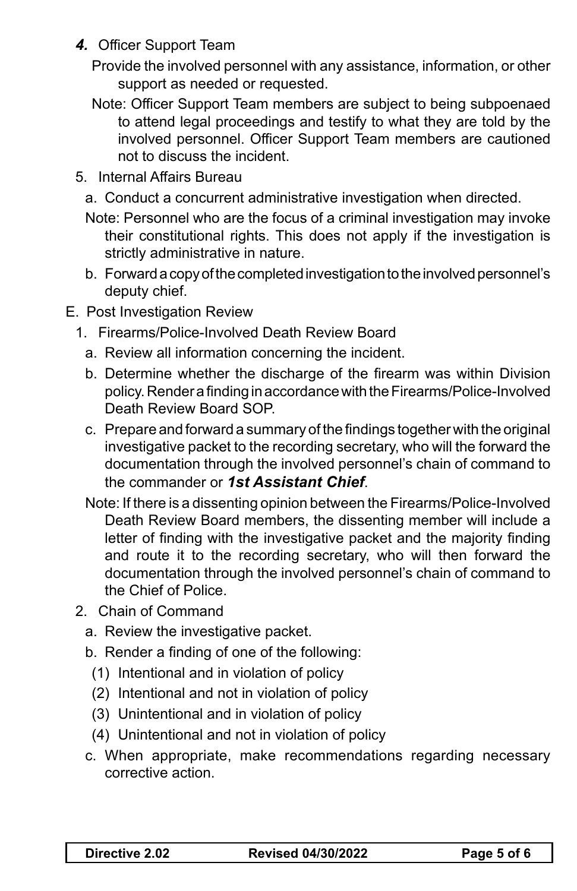***4.*** Officer Support Team

Provide the involved personnel with any assistance, information, or other support as needed or requested.

Note: Officer Support Team members are subject to being subpoenaed to attend legal proceedings and testify to what they are told by the involved personnel. Officer Support Team members are cautioned not to discuss the incident.

5. Internal Affairs Bureau

   a. Conduct a concurrent administrative investigation when directed.

   Note: Personnel who are the focus of a criminal investigation may invoke their constitutional rights. This does not apply if the investigation is strictly administrative in nature.

   b. Forward a copy of the completed investigation to the involved personnel's deputy chief.

E. Post Investigation Review

1. Firearms/Police-Involved Death Review Board

   a. Review all information concerning the incident.

   b. Determine whether the discharge of the firearm was within Division policy. Render a finding in accordance with the Firearms/Police-Involved Death Review Board SOP.

   c. Prepare and forward a summary of the findings together with the original investigative packet to the recording secretary, who will the forward the documentation through the involved personnel's chain of command to the commander or ***1st Assistant Chief***.

   Note: If there is a dissenting opinion between the Firearms/Police-Involved Death Review Board members, the dissenting member will include a letter of finding with the investigative packet and the majority finding and route it to the recording secretary, who will then forward the documentation through the involved personnel's chain of command to the Chief of Police.

2. Chain of Command

   a. Review the investigative packet.

   b. Render a finding of one of the following:

      (1) Intentional and in violation of policy

      (2) Intentional and not in violation of policy

      (3) Unintentional and in violation of policy

      (4) Unintentional and not in violation of policy

   c. When appropriate, make recommendations regarding necessary corrective action.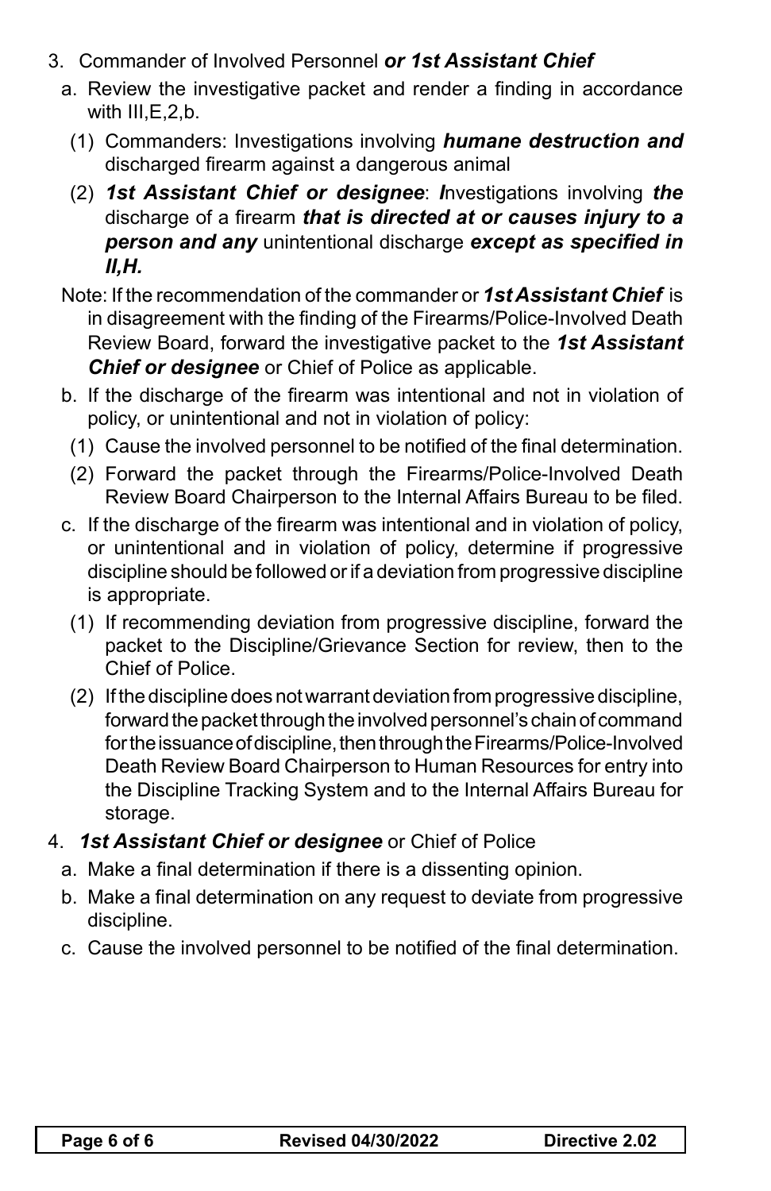3. Commander of Involved Personnel ***or 1st Assistant Chief***
   a. Review the investigative packet and render a finding in accordance with III,E,2,b.
      (1) Commanders: Investigations involving ***humane destruction and*** discharged firearm against a dangerous animal
      (2) ***1st Assistant Chief or designee***: ***I***nvestigations involving ***the*** discharge of a firearm ***that is directed at or causes injury to a person and any*** unintentional discharge ***except as specified in II,H.***

   Note: If the recommendation of the commander or ***1st Assistant Chief*** is in disagreement with the finding of the Firearms/Police-Involved Death Review Board, forward the investigative packet to the ***1st Assistant Chief or designee*** or Chief of Police as applicable.

   b. If the discharge of the firearm was intentional and not in violation of policy, or unintentional and not in violation of policy:
      (1) Cause the involved personnel to be notified of the final determination.
      (2) Forward the packet through the Firearms/Police-Involved Death Review Board Chairperson to the Internal Affairs Bureau to be filed.
   c. If the discharge of the firearm was intentional and in violation of policy, or unintentional and in violation of policy, determine if progressive discipline should be followed or if a deviation from progressive discipline is appropriate.
      (1) If recommending deviation from progressive discipline, forward the packet to the Discipline/Grievance Section for review, then to the Chief of Police.
      (2) If the discipline does not warrant deviation from progressive discipline, forward the packet through the involved personnel's chain of command for the issuance of discipline, then through the Firearms/Police-Involved Death Review Board Chairperson to Human Resources for entry into the Discipline Tracking System and to the Internal Affairs Bureau for storage.
4. ***1st Assistant Chief or designee*** or Chief of Police
   a. Make a final determination if there is a dissenting opinion.
   b. Make a final determination on any request to deviate from progressive discipline.
   c. Cause the involved personnel to be notified of the final determination.